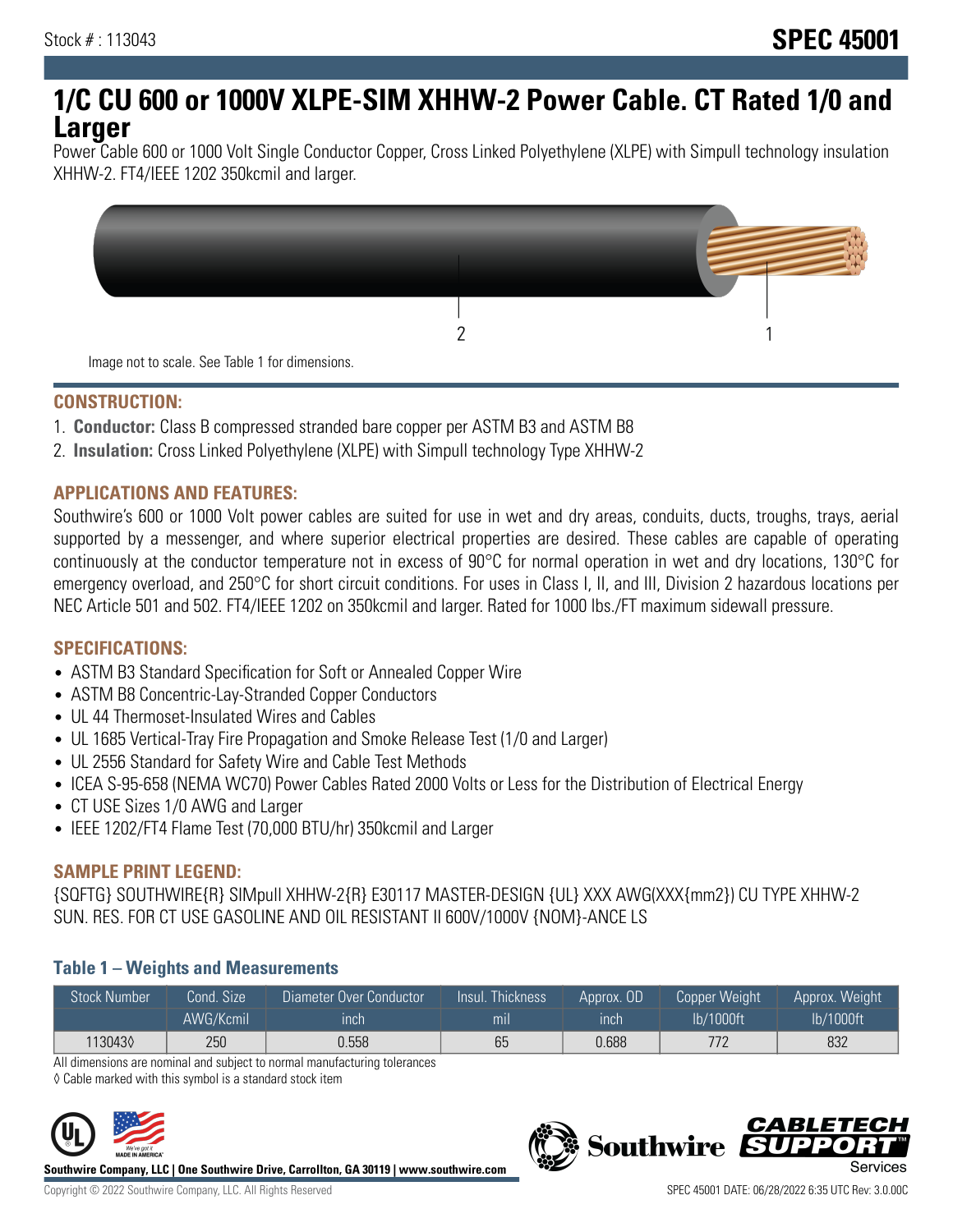Stock # : 113043

# SPEC 45001

# 1/C CU 600 or 1000V XLPE-SIM XHHW-2 Power Cable. CT Rated 1/0 and Larger

Power Cable 600 or 1000 Volt Single Conductor Copper, Cross Linked Polyethylene (XLPE) with Simpull technology insulation XHHW-2. FT4/IEEE 1202 350kcmil and larger.

2 1

Image not to scale. See Table 1 for dimensions.

## CONSTRUCTION:

1. **Conductor:** Class B compressed stranded bare copper per ASTM B3 and ASTM B8
2. **Insulation:** Cross Linked Polyethylene (XLPE) with Simpull technology Type XHHW-2

## APPLICATIONS AND FEATURES:

Southwire's 600 or 1000 Volt power cables are suited for use in wet and dry areas, conduits, ducts, troughs, trays, aerial supported by a messenger, and where superior electrical properties are desired. These cables are capable of operating continuously at the conductor temperature not in excess of 90°C for normal operation in wet and dry locations, 130°C for emergency overload, and 250°C for short circuit conditions. For uses in Class I, II, and III, Division 2 hazardous locations per NEC Article 501 and 502. FT4/IEEE 1202 on 350kcmil and larger. Rated for 1000 lbs./FT maximum sidewall pressure.

## SPECIFICATIONS:

- ASTM B3 Standard Specification for Soft or Annealed Copper Wire
- ASTM B8 Concentric-Lay-Stranded Copper Conductors
- UL 44 Thermoset-Insulated Wires and Cables
- UL 1685 Vertical-Tray Fire Propagation and Smoke Release Test (1/0 and Larger)
- UL 2556 Standard for Safety Wire and Cable Test Methods
- ICEA S-95-658 (NEMA WC70) Power Cables Rated 2000 Volts or Less for the Distribution of Electrical Energy
- CT USE Sizes 1/0 AWG and Larger
- IEEE 1202/FT4 Flame Test (70,000 BTU/hr) 350kcmil and Larger

## SAMPLE PRINT LEGEND:

{SQFTG} SOUTHWIRE{R} SIMpull XHHW-2{R} E30117 MASTER-DESIGN {UL} XXX AWG(XXX{mm2}) CU TYPE XHHW-2 SUN. RES. FOR CT USE GASOLINE AND OIL RESISTANT II 600V/1000V {NOM}-ANCE LS

### Table 1 – Weights and Measurements

| Stock Number | Cond. Size | Diameter Over Conductor | Insul. Thickness | Approx. OD | Copper Weight | Approx. Weight |
|---|---|---|---|---|---|---|
| | AWG/Kcmil | inch | mil | inch | lb/1000ft | lb/1000ft |
| 113043◊ | 250 | 0.558 | 65 | 0.688 | 772 | 832 |

All dimensions are nominal and subject to normal manufacturing tolerances

◊ Cable marked with this symbol is a standard stock item

**Southwire Company, LLC | One Southwire Drive, Carrollton, GA 30119 | www.southwire.com**

Copyright © 2022 Southwire Company, LLC. All Rights Reserved

SPEC 45001 DATE: 06/28/2022 6:35 UTC Rev: 3.0.00C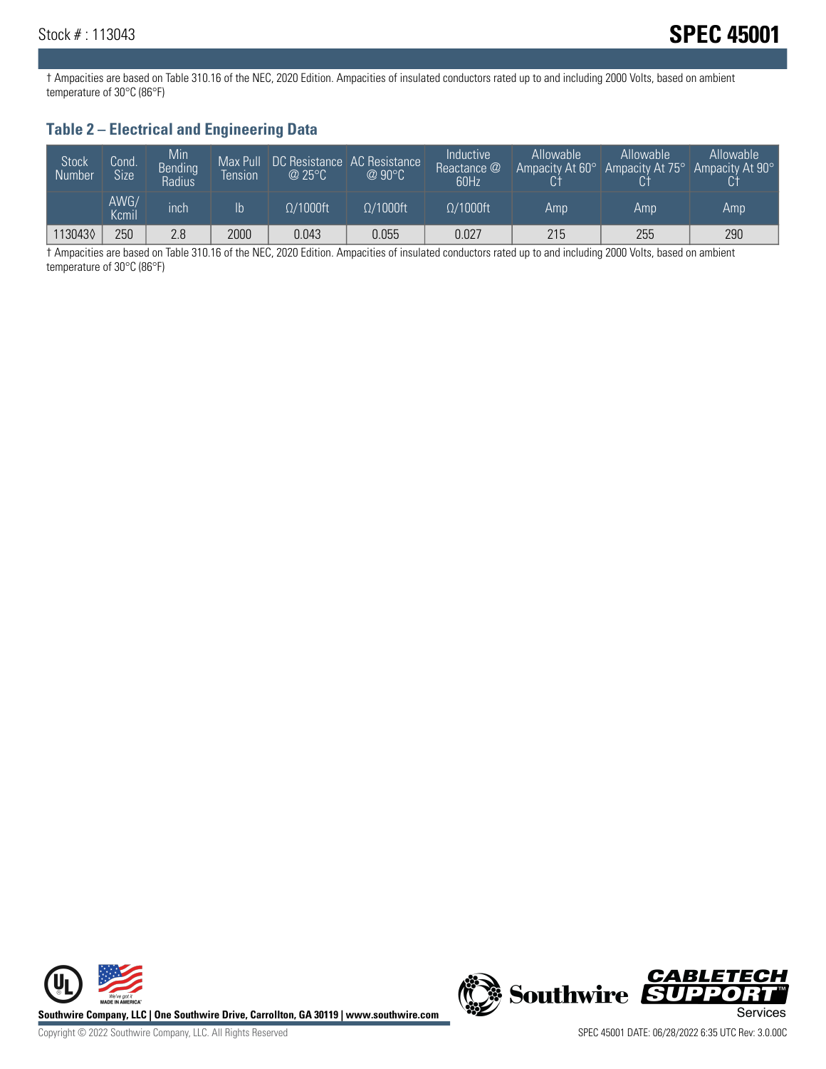† Ampacities are based on Table 310.16 of the NEC, 2020 Edition. Ampacities of insulated conductors rated up to and including 2000 Volts, based on ambient temperature of 30°C (86°F)

### Table 2 – Electrical and Engineering Data

| Stock Number | Cond. Size | Min Bending Radius | Max Pull Tension | DC Resistance @ 25°C | AC Resistance @ 90°C | Inductive Reactance @ 60Hz | Allowable Ampacity At 60° C† | Allowable Ampacity At 75° C† | Allowable Ampacity At 90° C† |
|---|---|---|---|---|---|---|---|---|---|
| | AWG/ Kcmil | inch | lb | Ω/1000ft | Ω/1000ft | Ω/1000ft | Amp | Amp | Amp |
| 113043◊ | 250 | 2.8 | 2000 | 0.043 | 0.055 | 0.027 | 215 | 255 | 290 |

† Ampacities are based on Table 310.16 of the NEC, 2020 Edition. Ampacities of insulated conductors rated up to and including 2000 Volts, based on ambient temperature of 30°C (86°F)

**Southwire Company, LLC | One Southwire Drive, Carrollton, GA 30119 | www.southwire.com**

Copyright © 2022 Southwire Company, LLC. All Rights Reserved

SPEC 45001 DATE: 06/28/2022 6:35 UTC Rev: 3.0.00C